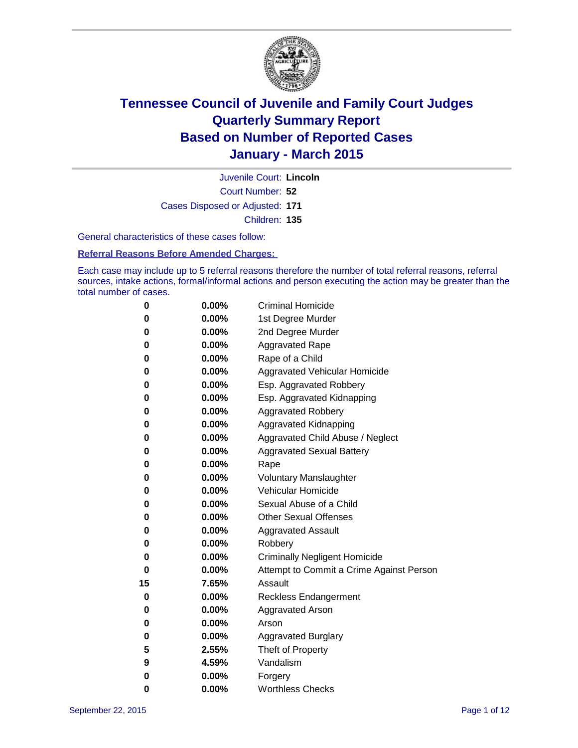# Tennessee Council of Juvenile and Family Court Judges
# Quarterly Summary Report
# Based on Number of Reported Cases
# January - March 2015

Juvenile Court: **Lincoln**

Court Number: **52**

Cases Disposed or Adjusted: **171**

Children: **135**

General characteristics of these cases follow:

**Referral Reasons Before Amended Charges:**

Each case may include up to 5 referral reasons therefore the number of total referral reasons, referral sources, intake actions, formal/informal actions and person executing the action may be greater than the total number of cases.

| | | |
|---|---|---|
| **0** | **0.00%** | Criminal Homicide |
| **0** | **0.00%** | 1st Degree Murder |
| **0** | **0.00%** | 2nd Degree Murder |
| **0** | **0.00%** | Aggravated Rape |
| **0** | **0.00%** | Rape of a Child |
| **0** | **0.00%** | Aggravated Vehicular Homicide |
| **0** | **0.00%** | Esp. Aggravated Robbery |
| **0** | **0.00%** | Esp. Aggravated Kidnapping |
| **0** | **0.00%** | Aggravated Robbery |
| **0** | **0.00%** | Aggravated Kidnapping |
| **0** | **0.00%** | Aggravated Child Abuse / Neglect |
| **0** | **0.00%** | Aggravated Sexual Battery |
| **0** | **0.00%** | Rape |
| **0** | **0.00%** | Voluntary Manslaughter |
| **0** | **0.00%** | Vehicular Homicide |
| **0** | **0.00%** | Sexual Abuse of a Child |
| **0** | **0.00%** | Other Sexual Offenses |
| **0** | **0.00%** | Aggravated Assault |
| **0** | **0.00%** | Robbery |
| **0** | **0.00%** | Criminally Negligent Homicide |
| **0** | **0.00%** | Attempt to Commit a Crime Against Person |
| **15** | **7.65%** | Assault |
| **0** | **0.00%** | Reckless Endangerment |
| **0** | **0.00%** | Aggravated Arson |
| **0** | **0.00%** | Arson |
| **0** | **0.00%** | Aggravated Burglary |
| **5** | **2.55%** | Theft of Property |
| **9** | **4.59%** | Vandalism |
| **0** | **0.00%** | Forgery |
| **0** | **0.00%** | Worthless Checks |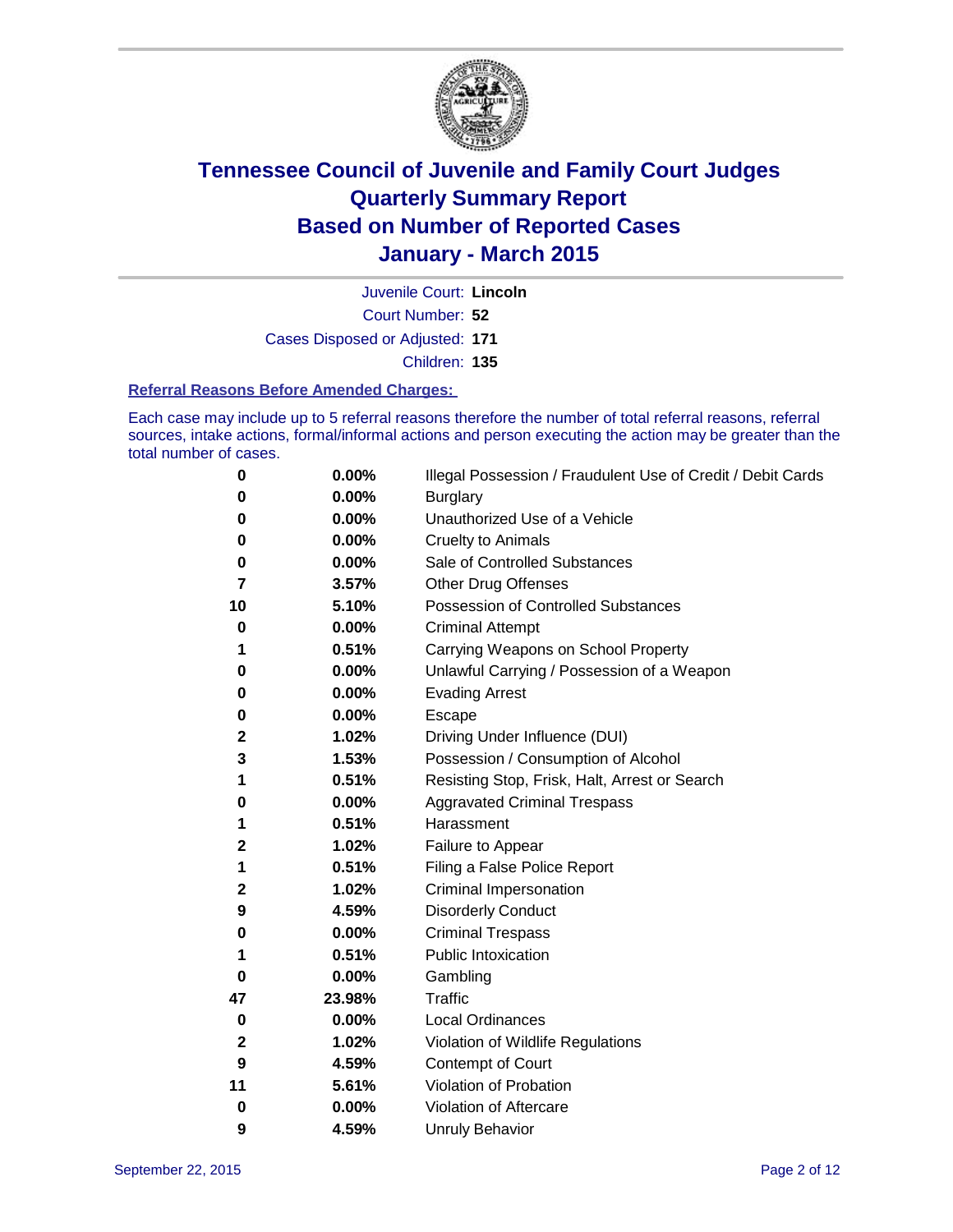# Tennessee Council of Juvenile and Family Court Judges
## Quarterly Summary Report
## Based on Number of Reported Cases
## January - March 2015

Juvenile Court: **Lincoln**

Court Number: **52**

Cases Disposed or Adjusted: **171**

Children: **135**

### Referral Reasons Before Amended Charges:

Each case may include up to 5 referral reasons therefore the number of total referral reasons, referral sources, intake actions, formal/informal actions and person executing the action may be greater than the total number of cases.

| Count | Percent | Referral Reason |
|---|---|---|
| 0 | 0.00% | Illegal Possession / Fraudulent Use of Credit / Debit Cards |
| 0 | 0.00% | Burglary |
| 0 | 0.00% | Unauthorized Use of a Vehicle |
| 0 | 0.00% | Cruelty to Animals |
| 0 | 0.00% | Sale of Controlled Substances |
| 7 | 3.57% | Other Drug Offenses |
| 10 | 5.10% | Possession of Controlled Substances |
| 0 | 0.00% | Criminal Attempt |
| 1 | 0.51% | Carrying Weapons on School Property |
| 0 | 0.00% | Unlawful Carrying / Possession of a Weapon |
| 0 | 0.00% | Evading Arrest |
| 0 | 0.00% | Escape |
| 2 | 1.02% | Driving Under Influence (DUI) |
| 3 | 1.53% | Possession / Consumption of Alcohol |
| 1 | 0.51% | Resisting Stop, Frisk, Halt, Arrest or Search |
| 0 | 0.00% | Aggravated Criminal Trespass |
| 1 | 0.51% | Harassment |
| 2 | 1.02% | Failure to Appear |
| 1 | 0.51% | Filing a False Police Report |
| 2 | 1.02% | Criminal Impersonation |
| 9 | 4.59% | Disorderly Conduct |
| 0 | 0.00% | Criminal Trespass |
| 1 | 0.51% | Public Intoxication |
| 0 | 0.00% | Gambling |
| 47 | 23.98% | Traffic |
| 0 | 0.00% | Local Ordinances |
| 2 | 1.02% | Violation of Wildlife Regulations |
| 9 | 4.59% | Contempt of Court |
| 11 | 5.61% | Violation of Probation |
| 0 | 0.00% | Violation of Aftercare |
| 9 | 4.59% | Unruly Behavior |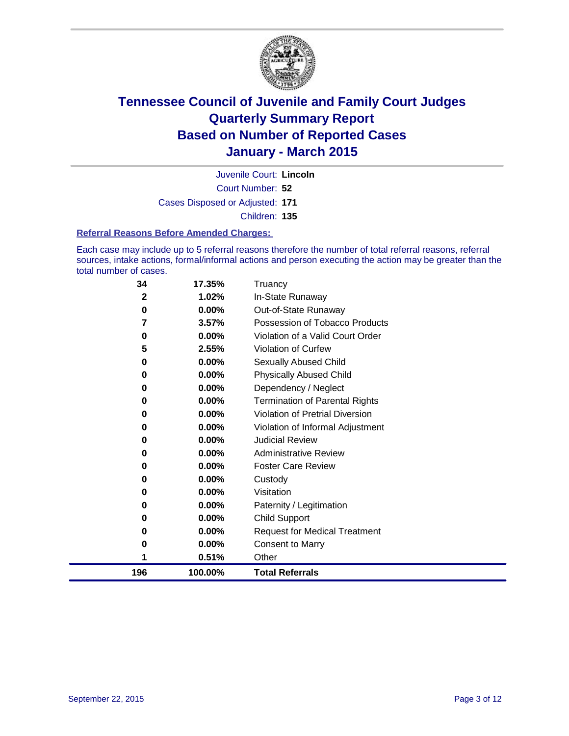# Tennessee Council of Juvenile and Family Court Judges
## Quarterly Summary Report
## Based on Number of Reported Cases
## January - March 2015

Juvenile Court: **Lincoln**

Court Number: **52**

Cases Disposed or Adjusted: **171**

Children: **135**

### Referral Reasons Before Amended Charges:

Each case may include up to 5 referral reasons therefore the number of total referral reasons, referral sources, intake actions, formal/informal actions and person executing the action may be greater than the total number of cases.

| | | |
|---|---|---|
| 34 | 17.35% | Truancy |
| 2 | 1.02% | In-State Runaway |
| 0 | 0.00% | Out-of-State Runaway |
| 7 | 3.57% | Possession of Tobacco Products |
| 0 | 0.00% | Violation of a Valid Court Order |
| 5 | 2.55% | Violation of Curfew |
| 0 | 0.00% | Sexually Abused Child |
| 0 | 0.00% | Physically Abused Child |
| 0 | 0.00% | Dependency / Neglect |
| 0 | 0.00% | Termination of Parental Rights |
| 0 | 0.00% | Violation of Pretrial Diversion |
| 0 | 0.00% | Violation of Informal Adjustment |
| 0 | 0.00% | Judicial Review |
| 0 | 0.00% | Administrative Review |
| 0 | 0.00% | Foster Care Review |
| 0 | 0.00% | Custody |
| 0 | 0.00% | Visitation |
| 0 | 0.00% | Paternity / Legitimation |
| 0 | 0.00% | Child Support |
| 0 | 0.00% | Request for Medical Treatment |
| 0 | 0.00% | Consent to Marry |
| 1 | 0.51% | Other |
| **196** | **100.00%** | **Total Referrals** |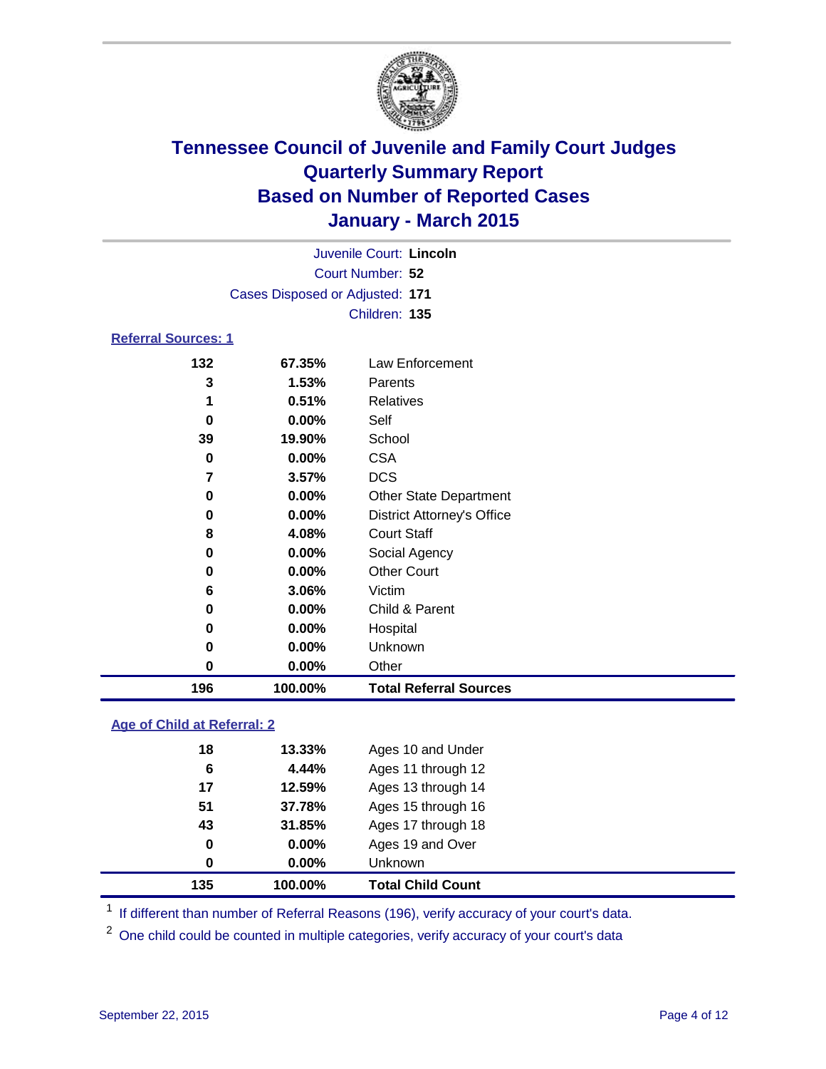# Tennessee Council of Juvenile and Family Court Judges
# Quarterly Summary Report
# Based on Number of Reported Cases
# January - March 2015

Juvenile Court: **Lincoln**

Court Number: **52**

Cases Disposed or Adjusted: **171**

Children: **135**

## Referral Sources: 1

| Count | Percent | Source |
|---|---|---|
| 132 | 67.35% | Law Enforcement |
| 3 | 1.53% | Parents |
| 1 | 0.51% | Relatives |
| 0 | 0.00% | Self |
| 39 | 19.90% | School |
| 0 | 0.00% | CSA |
| 7 | 3.57% | DCS |
| 0 | 0.00% | Other State Department |
| 0 | 0.00% | District Attorney's Office |
| 8 | 4.08% | Court Staff |
| 0 | 0.00% | Social Agency |
| 0 | 0.00% | Other Court |
| 6 | 3.06% | Victim |
| 0 | 0.00% | Child & Parent |
| 0 | 0.00% | Hospital |
| 0 | 0.00% | Unknown |
| 0 | 0.00% | Other |
| **196** | **100.00%** | **Total Referral Sources** |

## Age of Child at Referral: 2

| Count | Percent | Age |
|---|---|---|
| 18 | 13.33% | Ages 10 and Under |
| 6 | 4.44% | Ages 11 through 12 |
| 17 | 12.59% | Ages 13 through 14 |
| 51 | 37.78% | Ages 15 through 16 |
| 43 | 31.85% | Ages 17 through 18 |
| 0 | 0.00% | Ages 19 and Over |
| 0 | 0.00% | Unknown |
| **135** | **100.00%** | **Total Child Count** |

[1] If different than number of Referral Reasons (196), verify accuracy of your court's data.

[2] One child could be counted in multiple categories, verify accuracy of your court's data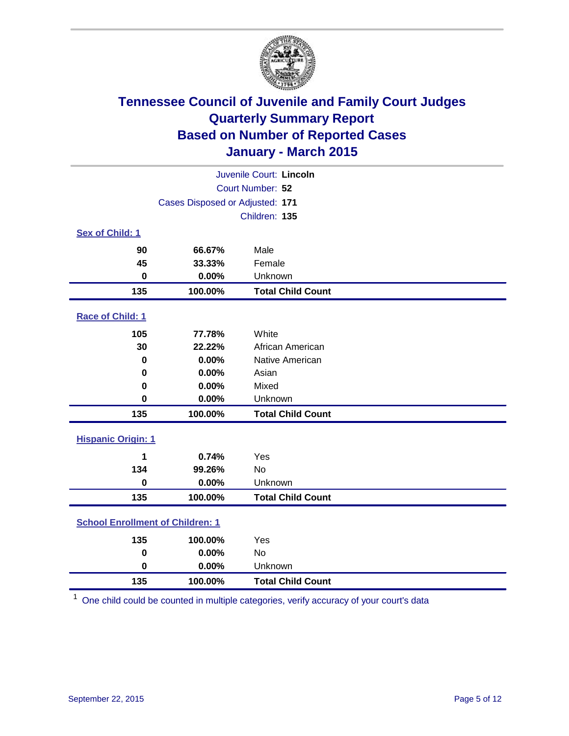# Tennessee Council of Juvenile and Family Court Judges
# Quarterly Summary Report
# Based on Number of Reported Cases
# January - March 2015

Juvenile Court: **Lincoln**

Court Number: **52**

Cases Disposed or Adjusted: **171**

Children: **135**

### Sex of Child: 1

| Count | Percent | Category |
|---|---|---|
| 90 | 66.67% | Male |
| 45 | 33.33% | Female |
| 0 | 0.00% | Unknown |
| **135** | **100.00%** | **Total Child Count** |

### Race of Child: 1

| Count | Percent | Category |
|---|---|---|
| 105 | 77.78% | White |
| 30 | 22.22% | African American |
| 0 | 0.00% | Native American |
| 0 | 0.00% | Asian |
| 0 | 0.00% | Mixed |
| 0 | 0.00% | Unknown |
| **135** | **100.00%** | **Total Child Count** |

### Hispanic Origin: 1

| Count | Percent | Category |
|---|---|---|
| 1 | 0.74% | Yes |
| 134 | 99.26% | No |
| 0 | 0.00% | Unknown |
| **135** | **100.00%** | **Total Child Count** |

### School Enrollment of Children: 1

| Count | Percent | Category |
|---|---|---|
| 135 | 100.00% | Yes |
| 0 | 0.00% | No |
| 0 | 0.00% | Unknown |
| **135** | **100.00%** | **Total Child Count** |

[1] One child could be counted in multiple categories, verify accuracy of your court's data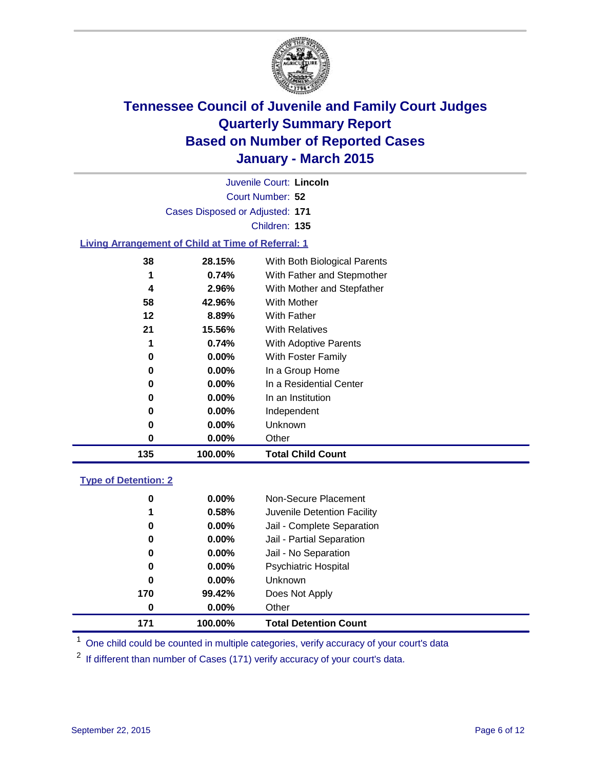# Tennessee Council of Juvenile and Family Court Judges
# Quarterly Summary Report
# Based on Number of Reported Cases
# January - March 2015

Juvenile Court: **Lincoln**

Court Number: **52**

Cases Disposed or Adjusted: **171**

Children: **135**

## Living Arrangement of Child at Time of Referral: 1

| Count | Percent | Category |
|---|---|---|
| 38 | 28.15% | With Both Biological Parents |
| 1 | 0.74% | With Father and Stepmother |
| 4 | 2.96% | With Mother and Stepfather |
| 58 | 42.96% | With Mother |
| 12 | 8.89% | With Father |
| 21 | 15.56% | With Relatives |
| 1 | 0.74% | With Adoptive Parents |
| 0 | 0.00% | With Foster Family |
| 0 | 0.00% | In a Group Home |
| 0 | 0.00% | In a Residential Center |
| 0 | 0.00% | In an Institution |
| 0 | 0.00% | Independent |
| 0 | 0.00% | Unknown |
| 0 | 0.00% | Other |
| **135** | **100.00%** | **Total Child Count** |

## Type of Detention: 2

| Count | Percent | Category |
|---|---|---|
| 0 | 0.00% | Non-Secure Placement |
| 1 | 0.58% | Juvenile Detention Facility |
| 0 | 0.00% | Jail - Complete Separation |
| 0 | 0.00% | Jail - Partial Separation |
| 0 | 0.00% | Jail - No Separation |
| 0 | 0.00% | Psychiatric Hospital |
| 0 | 0.00% | Unknown |
| 170 | 99.42% | Does Not Apply |
| 0 | 0.00% | Other |
| **171** | **100.00%** | **Total Detention Count** |

[1] One child could be counted in multiple categories, verify accuracy of your court's data

[2] If different than number of Cases (171) verify accuracy of your court's data.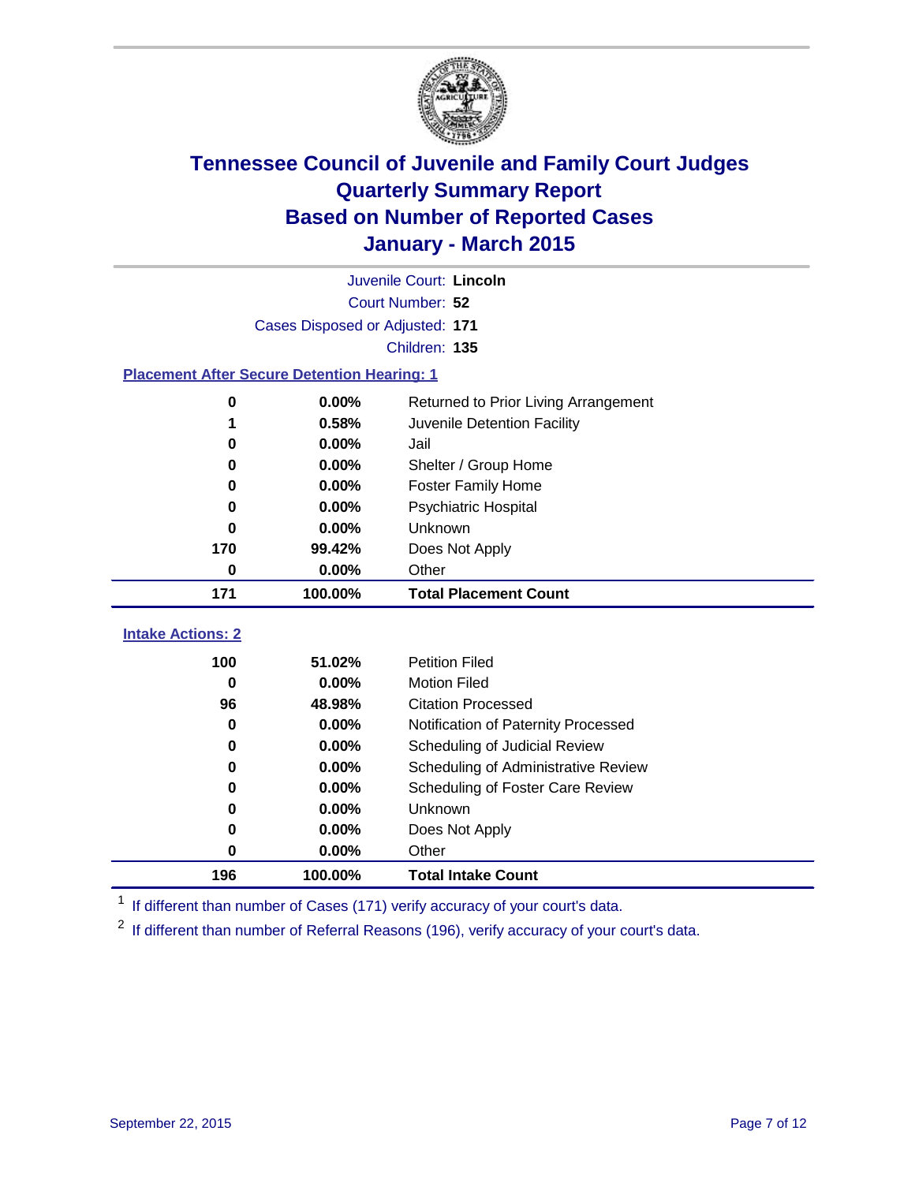# Tennessee Council of Juvenile and Family Court Judges
# Quarterly Summary Report
# Based on Number of Reported Cases
# January - March 2015

Juvenile Court: **Lincoln**
Court Number: **52**
Cases Disposed or Adjusted: **171**
Children: **135**

### Placement After Secure Detention Hearing: 1

| Count | Percent | Placement |
|---|---|---|
| 0 | 0.00% | Returned to Prior Living Arrangement |
| 1 | 0.58% | Juvenile Detention Facility |
| 0 | 0.00% | Jail |
| 0 | 0.00% | Shelter / Group Home |
| 0 | 0.00% | Foster Family Home |
| 0 | 0.00% | Psychiatric Hospital |
| 0 | 0.00% | Unknown |
| 170 | 99.42% | Does Not Apply |
| 0 | 0.00% | Other |
| **171** | **100.00%** | **Total Placement Count** |

### Intake Actions: 2

| Count | Percent | Intake Action |
|---|---|---|
| 100 | 51.02% | Petition Filed |
| 0 | 0.00% | Motion Filed |
| 96 | 48.98% | Citation Processed |
| 0 | 0.00% | Notification of Paternity Processed |
| 0 | 0.00% | Scheduling of Judicial Review |
| 0 | 0.00% | Scheduling of Administrative Review |
| 0 | 0.00% | Scheduling of Foster Care Review |
| 0 | 0.00% | Unknown |
| 0 | 0.00% | Does Not Apply |
| 0 | 0.00% | Other |
| **196** | **100.00%** | **Total Intake Count** |

[1] If different than number of Cases (171) verify accuracy of your court's data.

[2] If different than number of Referral Reasons (196), verify accuracy of your court's data.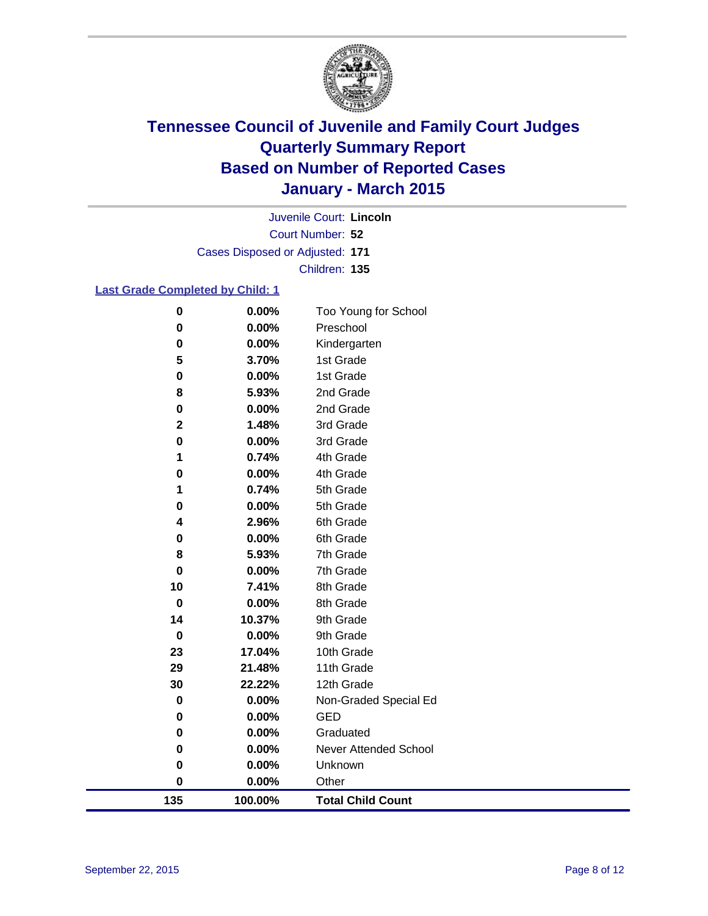# Tennessee Council of Juvenile and Family Court Judges
# Quarterly Summary Report
# Based on Number of Reported Cases
# January - March 2015

Juvenile Court: **Lincoln**
Court Number: **52**
Cases Disposed or Adjusted: **171**
Children: **135**

**Last Grade Completed by Child: 1**

| Count | Percent | Grade |
|---|---|---|
| 0 | 0.00% | Too Young for School |
| 0 | 0.00% | Preschool |
| 0 | 0.00% | Kindergarten |
| 5 | 3.70% | 1st Grade |
| 0 | 0.00% | 1st Grade |
| 8 | 5.93% | 2nd Grade |
| 0 | 0.00% | 2nd Grade |
| 2 | 1.48% | 3rd Grade |
| 0 | 0.00% | 3rd Grade |
| 1 | 0.74% | 4th Grade |
| 0 | 0.00% | 4th Grade |
| 1 | 0.74% | 5th Grade |
| 0 | 0.00% | 5th Grade |
| 4 | 2.96% | 6th Grade |
| 0 | 0.00% | 6th Grade |
| 8 | 5.93% | 7th Grade |
| 0 | 0.00% | 7th Grade |
| 10 | 7.41% | 8th Grade |
| 0 | 0.00% | 8th Grade |
| 14 | 10.37% | 9th Grade |
| 0 | 0.00% | 9th Grade |
| 23 | 17.04% | 10th Grade |
| 29 | 21.48% | 11th Grade |
| 30 | 22.22% | 12th Grade |
| 0 | 0.00% | Non-Graded Special Ed |
| 0 | 0.00% | GED |
| 0 | 0.00% | Graduated |
| 0 | 0.00% | Never Attended School |
| 0 | 0.00% | Unknown |
| 0 | 0.00% | Other |
| **135** | **100.00%** | **Total Child Count** |

September 22, 2015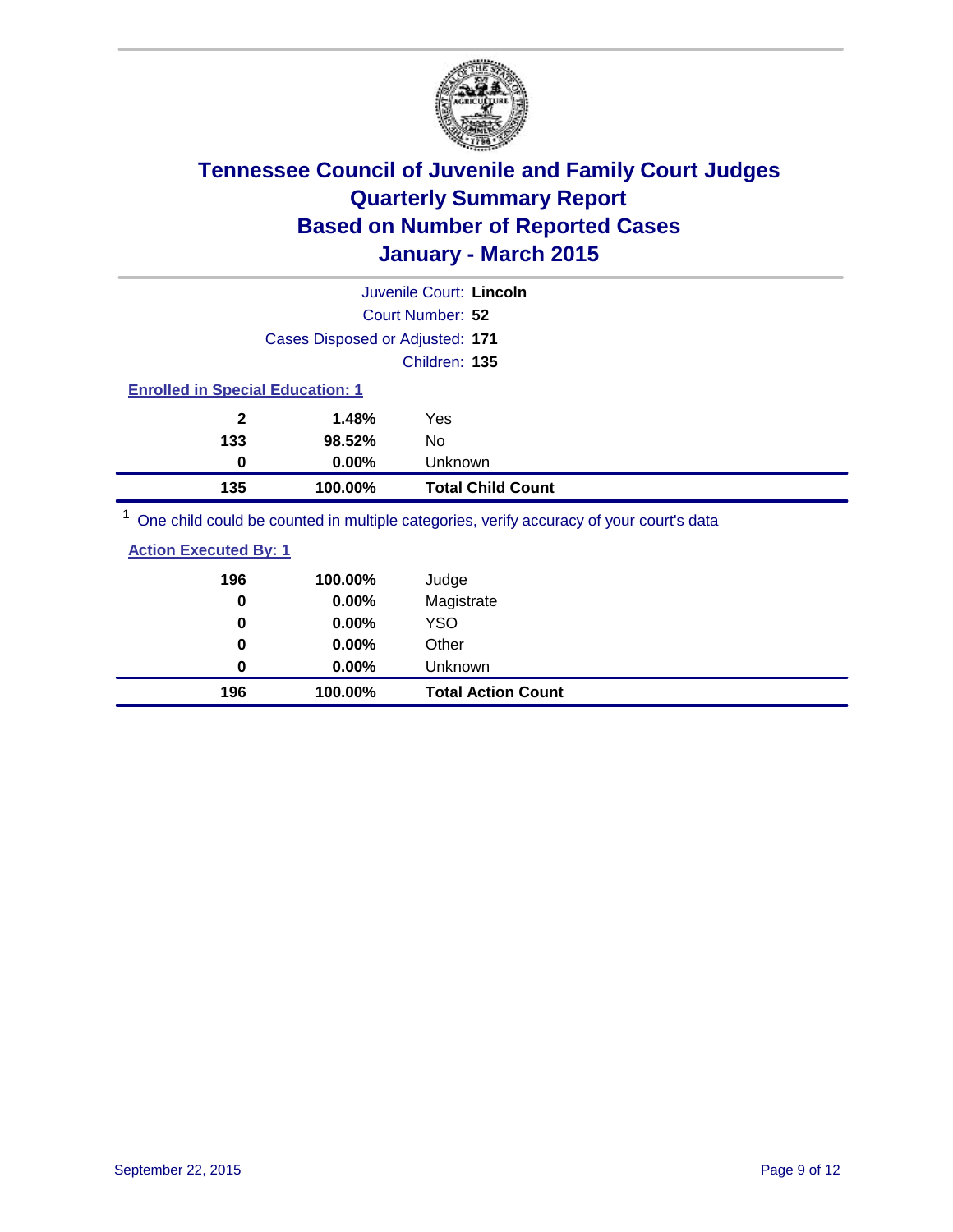# Tennessee Council of Juvenile and Family Court Judges
# Quarterly Summary Report
# Based on Number of Reported Cases
# January - March 2015

Juvenile Court: **Lincoln**

Court Number: **52**

Cases Disposed or Adjusted: **171**

Children: **135**

**Enrolled in Special Education: 1**

| | | |
|---|---|---|
| **2** | **1.48%** | Yes |
| **133** | **98.52%** | No |
| **0** | **0.00%** | Unknown |
| **135** | **100.00%** | **Total Child Count** |

[1] One child could be counted in multiple categories, verify accuracy of your court's data

**Action Executed By: 1**

| | | |
|---|---|---|
| **196** | **100.00%** | Judge |
| **0** | **0.00%** | Magistrate |
| **0** | **0.00%** | YSO |
| **0** | **0.00%** | Other |
| **0** | **0.00%** | Unknown |
| **196** | **100.00%** | **Total Action Count** |

September 22, 2015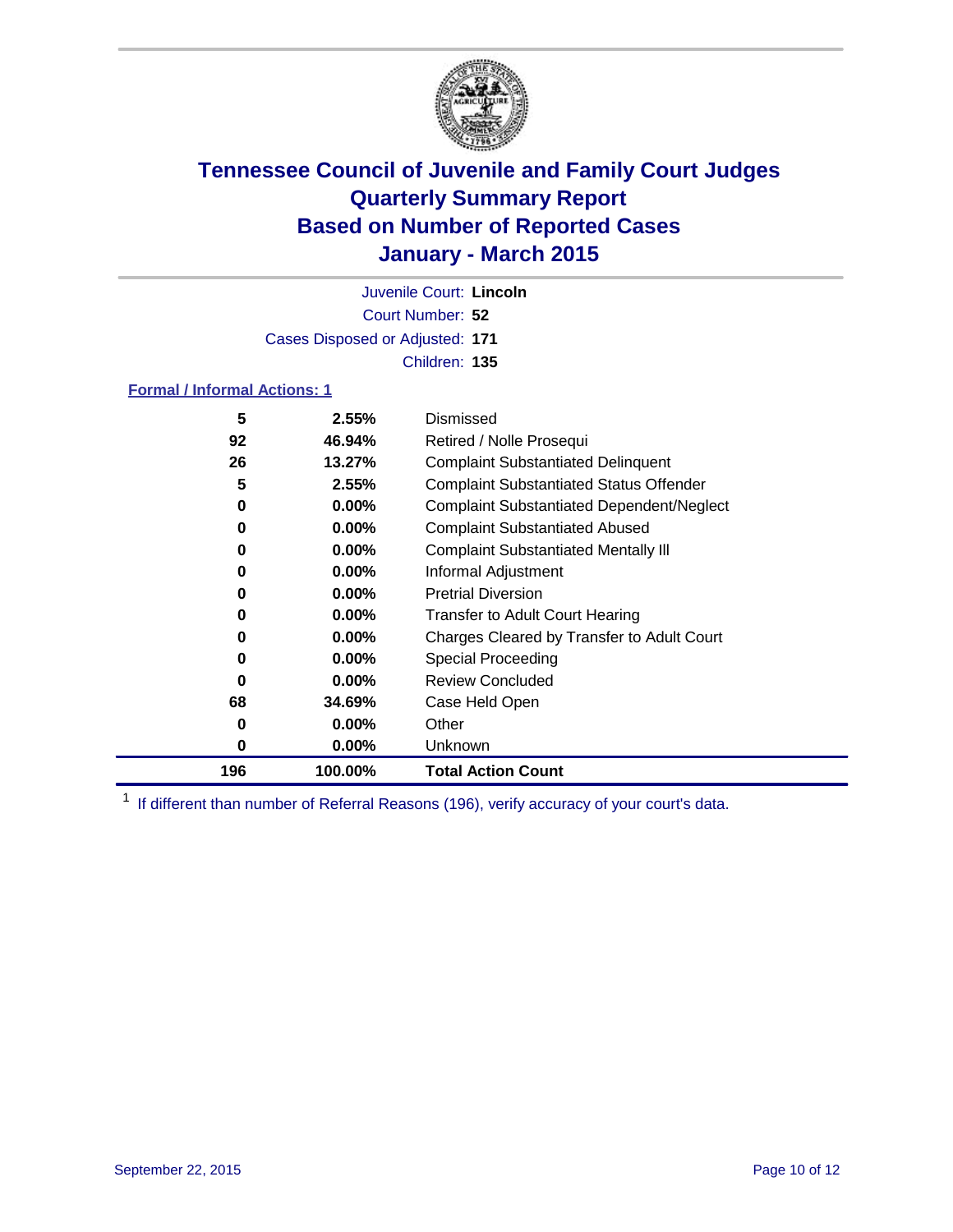# Tennessee Council of Juvenile and Family Court Judges
## Quarterly Summary Report
## Based on Number of Reported Cases
## January - March 2015

Juvenile Court: **Lincoln**

Court Number: **52**

Cases Disposed or Adjusted: **171**

Children: **135**

### Formal / Informal Actions: 1

| Count | Percent | Action |
|---|---|---|
| 5 | 2.55% | Dismissed |
| 92 | 46.94% | Retired / Nolle Prosequi |
| 26 | 13.27% | Complaint Substantiated Delinquent |
| 5 | 2.55% | Complaint Substantiated Status Offender |
| 0 | 0.00% | Complaint Substantiated Dependent/Neglect |
| 0 | 0.00% | Complaint Substantiated Abused |
| 0 | 0.00% | Complaint Substantiated Mentally Ill |
| 0 | 0.00% | Informal Adjustment |
| 0 | 0.00% | Pretrial Diversion |
| 0 | 0.00% | Transfer to Adult Court Hearing |
| 0 | 0.00% | Charges Cleared by Transfer to Adult Court |
| 0 | 0.00% | Special Proceeding |
| 0 | 0.00% | Review Concluded |
| 68 | 34.69% | Case Held Open |
| 0 | 0.00% | Other |
| 0 | 0.00% | Unknown |
| **196** | **100.00%** | **Total Action Count** |

[1] If different than number of Referral Reasons (196), verify accuracy of your court's data.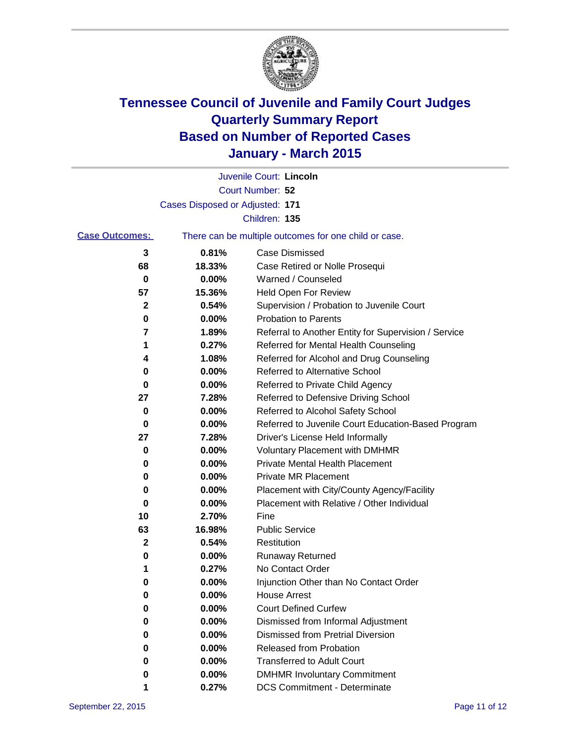# Tennessee Council of Juvenile and Family Court Judges
## Quarterly Summary Report
## Based on Number of Reported Cases
## January - March 2015

Juvenile Court: **Lincoln**
Court Number: **52**
Cases Disposed or Adjusted: **171**
Children: **135**

**Case Outcomes:** There can be multiple outcomes for one child or case.

| Count | Percent | Outcome |
|---|---|---|
| 3 | 0.81% | Case Dismissed |
| 68 | 18.33% | Case Retired or Nolle Prosequi |
| 0 | 0.00% | Warned / Counseled |
| 57 | 15.36% | Held Open For Review |
| 2 | 0.54% | Supervision / Probation to Juvenile Court |
| 0 | 0.00% | Probation to Parents |
| 7 | 1.89% | Referral to Another Entity for Supervision / Service |
| 1 | 0.27% | Referred for Mental Health Counseling |
| 4 | 1.08% | Referred for Alcohol and Drug Counseling |
| 0 | 0.00% | Referred to Alternative School |
| 0 | 0.00% | Referred to Private Child Agency |
| 27 | 7.28% | Referred to Defensive Driving School |
| 0 | 0.00% | Referred to Alcohol Safety School |
| 0 | 0.00% | Referred to Juvenile Court Education-Based Program |
| 27 | 7.28% | Driver's License Held Informally |
| 0 | 0.00% | Voluntary Placement with DMHMR |
| 0 | 0.00% | Private Mental Health Placement |
| 0 | 0.00% | Private MR Placement |
| 0 | 0.00% | Placement with City/County Agency/Facility |
| 0 | 0.00% | Placement with Relative / Other Individual |
| 10 | 2.70% | Fine |
| 63 | 16.98% | Public Service |
| 2 | 0.54% | Restitution |
| 0 | 0.00% | Runaway Returned |
| 1 | 0.27% | No Contact Order |
| 0 | 0.00% | Injunction Other than No Contact Order |
| 0 | 0.00% | House Arrest |
| 0 | 0.00% | Court Defined Curfew |
| 0 | 0.00% | Dismissed from Informal Adjustment |
| 0 | 0.00% | Dismissed from Pretrial Diversion |
| 0 | 0.00% | Released from Probation |
| 0 | 0.00% | Transferred to Adult Court |
| 0 | 0.00% | DMHMR Involuntary Commitment |
| 1 | 0.27% | DCS Commitment - Determinate |

September 22, 2015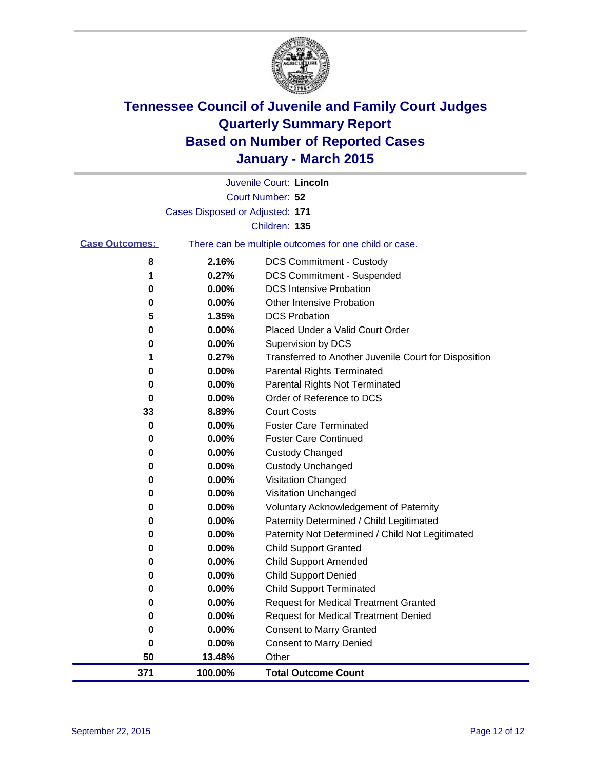# Tennessee Council of Juvenile and Family Court Judges
# Quarterly Summary Report
# Based on Number of Reported Cases
# January - March 2015

Juvenile Court: **Lincoln**

Court Number: **52**

Cases Disposed or Adjusted: **171**

Children: **135**

**Case Outcomes:** There can be multiple outcomes for one child or case.

| | | |
|---|---|---|
| 8 | 2.16% | DCS Commitment - Custody |
| 1 | 0.27% | DCS Commitment - Suspended |
| 0 | 0.00% | DCS Intensive Probation |
| 0 | 0.00% | Other Intensive Probation |
| 5 | 1.35% | DCS Probation |
| 0 | 0.00% | Placed Under a Valid Court Order |
| 0 | 0.00% | Supervision by DCS |
| 1 | 0.27% | Transferred to Another Juvenile Court for Disposition |
| 0 | 0.00% | Parental Rights Terminated |
| 0 | 0.00% | Parental Rights Not Terminated |
| 0 | 0.00% | Order of Reference to DCS |
| 33 | 8.89% | Court Costs |
| 0 | 0.00% | Foster Care Terminated |
| 0 | 0.00% | Foster Care Continued |
| 0 | 0.00% | Custody Changed |
| 0 | 0.00% | Custody Unchanged |
| 0 | 0.00% | Visitation Changed |
| 0 | 0.00% | Visitation Unchanged |
| 0 | 0.00% | Voluntary Acknowledgement of Paternity |
| 0 | 0.00% | Paternity Determined / Child Legitimated |
| 0 | 0.00% | Paternity Not Determined / Child Not Legitimated |
| 0 | 0.00% | Child Support Granted |
| 0 | 0.00% | Child Support Amended |
| 0 | 0.00% | Child Support Denied |
| 0 | 0.00% | Child Support Terminated |
| 0 | 0.00% | Request for Medical Treatment Granted |
| 0 | 0.00% | Request for Medical Treatment Denied |
| 0 | 0.00% | Consent to Marry Granted |
| 0 | 0.00% | Consent to Marry Denied |
| 50 | 13.48% | Other |
| **371** | **100.00%** | **Total Outcome Count** |